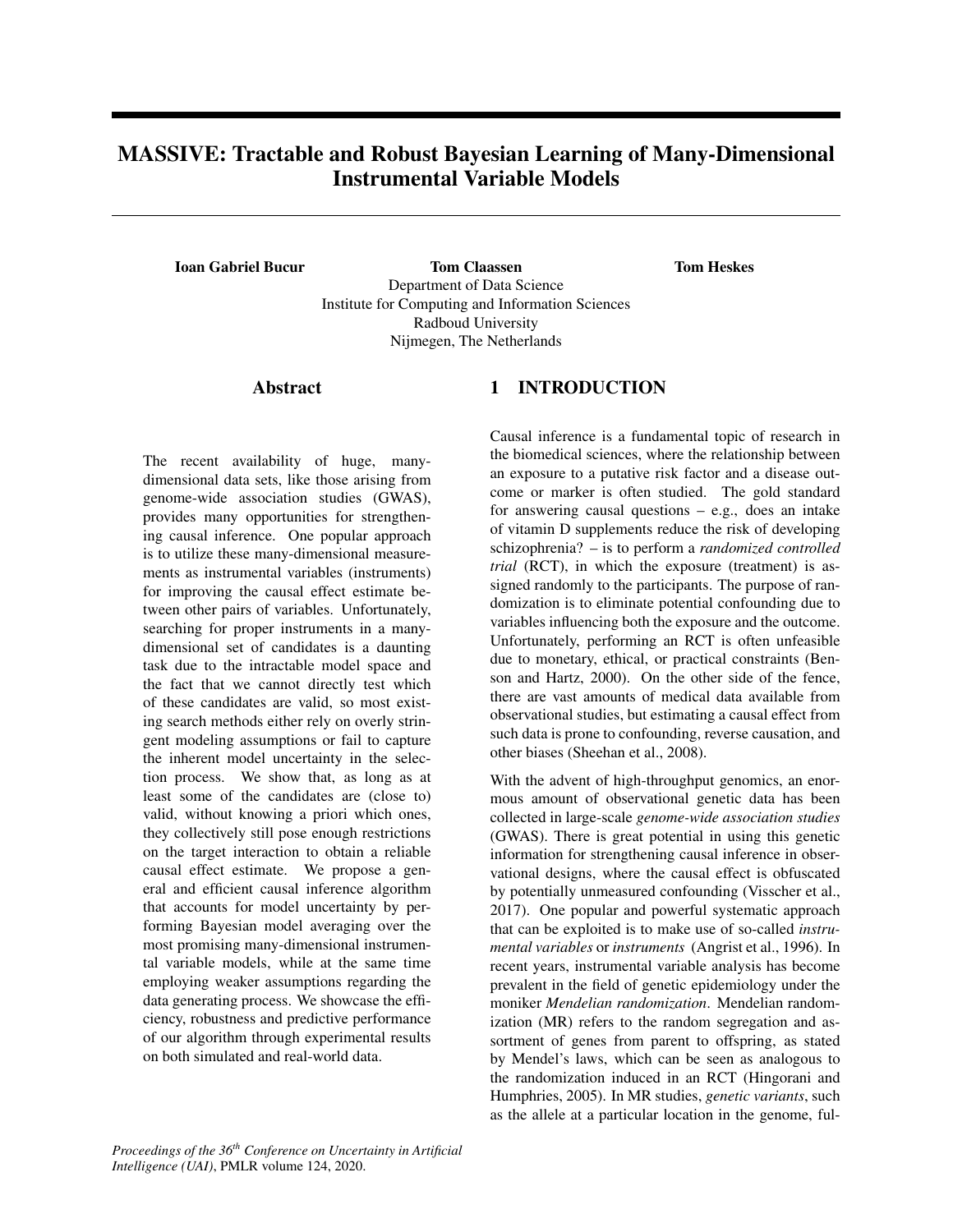# MASSIVE: Tractable and Robust Bayesian Learning of Many-Dimensional Instrumental Variable Models

**Ioan Gabriel Bucur** **Tom Claassen** **Tom Heskes**

Department of Data Science
Institute for Computing and Information Sciences
Radboud University
Nijmegen, The Netherlands

## Abstract

The recent availability of huge, many-dimensional data sets, like those arising from genome-wide association studies (GWAS), provides many opportunities for strengthening causal inference. One popular approach is to utilize these many-dimensional measurements as instrumental variables (instruments) for improving the causal effect estimate between other pairs of variables. Unfortunately, searching for proper instruments in a many-dimensional set of candidates is a daunting task due to the intractable model space and the fact that we cannot directly test which of these candidates are valid, so most existing search methods either rely on overly stringent modeling assumptions or fail to capture the inherent model uncertainty in the selection process. We show that, as long as at least some of the candidates are (close to) valid, without knowing a priori which ones, they collectively still pose enough restrictions on the target interaction to obtain a reliable causal effect estimate. We propose a general and efficient causal inference algorithm that accounts for model uncertainty by performing Bayesian model averaging over the most promising many-dimensional instrumental variable models, while at the same time employing weaker assumptions regarding the data generating process. We showcase the efficiency, robustness and predictive performance of our algorithm through experimental results on both simulated and real-world data.

## 1 INTRODUCTION

Causal inference is a fundamental topic of research in the biomedical sciences, where the relationship between an exposure to a putative risk factor and a disease outcome or marker is often studied. The gold standard for answering causal questions – e.g., does an intake of vitamin D supplements reduce the risk of developing schizophrenia? – is to perform a *randomized controlled trial* (RCT), in which the exposure (treatment) is assigned randomly to the participants. The purpose of randomization is to eliminate potential confounding due to variables influencing both the exposure and the outcome. Unfortunately, performing an RCT is often unfeasible due to monetary, ethical, or practical constraints (Benson and Hartz, 2000). On the other side of the fence, there are vast amounts of medical data available from observational studies, but estimating a causal effect from such data is prone to confounding, reverse causation, and other biases (Sheehan et al., 2008).

With the advent of high-throughput genomics, an enormous amount of observational genetic data has been collected in large-scale *genome-wide association studies* (GWAS). There is great potential in using this genetic information for strengthening causal inference in observational designs, where the causal effect is obfuscated by potentially unmeasured confounding (Visscher et al., 2017). One popular and powerful systematic approach that can be exploited is to make use of so-called *instrumental variables* or *instruments* (Angrist et al., 1996). In recent years, instrumental variable analysis has become prevalent in the field of genetic epidemiology under the moniker *Mendelian randomization*. Mendelian randomization (MR) refers to the random segregation and assortment of genes from parent to offspring, as stated by Mendel's laws, which can be seen as analogous to the randomization induced in an RCT (Hingorani and Humphries, 2005). In MR studies, *genetic variants*, such as the allele at a particular location in the genome, ful-

*Proceedings of the 36[th] Conference on Uncertainty in Artificial Intelligence (UAI)*, PMLR volume 124, 2020.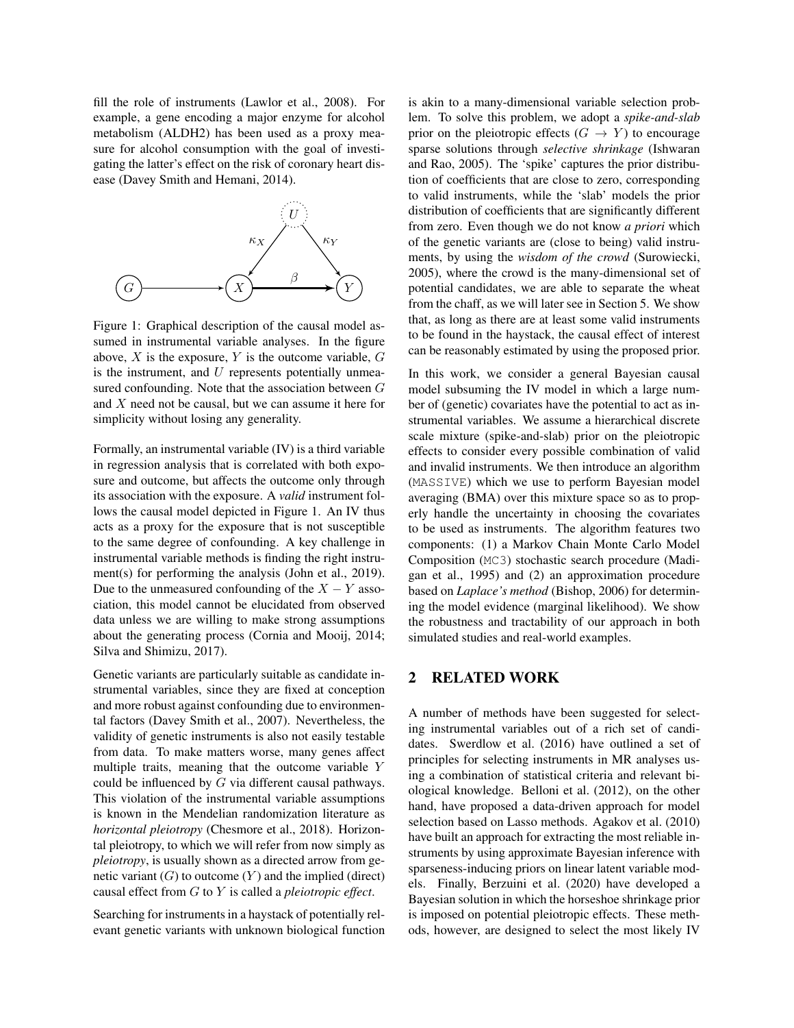fill the role of instruments (Lawlor et al., 2008). For example, a gene encoding a major enzyme for alcohol metabolism (ALDH2) has been used as a proxy measure for alcohol consumption with the goal of investigating the latter's effect on the risk of coronary heart disease (Davey Smith and Hemani, 2014).

Figure 1: Graphical description of the causal model assumed in instrumental variable analyses. In the figure above, $X$ is the exposure, $Y$ is the outcome variable, $G$ is the instrument, and $U$ represents potentially unmeasured confounding. Note that the association between $G$ and $X$ need not be causal, but we can assume it here for simplicity without losing any generality.

Formally, an instrumental variable (IV) is a third variable in regression analysis that is correlated with both exposure and outcome, but affects the outcome only through its association with the exposure. A *valid* instrument follows the causal model depicted in Figure 1. An IV thus acts as a proxy for the exposure that is not susceptible to the same degree of confounding. A key challenge in instrumental variable methods is finding the right instrument(s) for performing the analysis (John et al., 2019). Due to the unmeasured confounding of the $X - Y$ association, this model cannot be elucidated from observed data unless we are willing to make strong assumptions about the generating process (Cornia and Mooij, 2014; Silva and Shimizu, 2017).

Genetic variants are particularly suitable as candidate instrumental variables, since they are fixed at conception and more robust against confounding due to environmental factors (Davey Smith et al., 2007). Nevertheless, the validity of genetic instruments is also not easily testable from data. To make matters worse, many genes affect multiple traits, meaning that the outcome variable $Y$ could be influenced by $G$ via different causal pathways. This violation of the instrumental variable assumptions is known in the Mendelian randomization literature as *horizontal pleiotropy* (Chesmore et al., 2018). Horizontal pleiotropy, to which we will refer from now simply as *pleiotropy*, is usually shown as a directed arrow from genetic variant ($G$) to outcome ($Y$) and the implied (direct) causal effect from $G$ to $Y$ is called a *pleiotropic effect*.

Searching for instruments in a haystack of potentially relevant genetic variants with unknown biological function is akin to a many-dimensional variable selection problem. To solve this problem, we adopt a *spike-and-slab* prior on the pleiotropic effects ($G \rightarrow Y$) to encourage sparse solutions through *selective shrinkage* (Ishwaran and Rao, 2005). The 'spike' captures the prior distribution of coefficients that are close to zero, corresponding to valid instruments, while the 'slab' models the prior distribution of coefficients that are significantly different from zero. Even though we do not know *a priori* which of the genetic variants are (close to being) valid instruments, by using the *wisdom of the crowd* (Surowiecki, 2005), where the crowd is the many-dimensional set of potential candidates, we are able to separate the wheat from the chaff, as we will later see in Section 5. We show that, as long as there are at least some valid instruments to be found in the haystack, the causal effect of interest can be reasonably estimated by using the proposed prior.

In this work, we consider a general Bayesian causal model subsuming the IV model in which a large number of (genetic) covariates have the potential to act as instrumental variables. We assume a hierarchical discrete scale mixture (spike-and-slab) prior on the pleiotropic effects to consider every possible combination of valid and invalid instruments. We then introduce an algorithm (`MASSIVE`) which we use to perform Bayesian model averaging (BMA) over this mixture space so as to properly handle the uncertainty in choosing the covariates to be used as instruments. The algorithm features two components: (1) a Markov Chain Monte Carlo Model Composition (`MC3`) stochastic search procedure (Madigan et al., 1995) and (2) an approximation procedure based on *Laplace's method* (Bishop, 2006) for determining the model evidence (marginal likelihood). We show the robustness and tractability of our approach in both simulated studies and real-world examples.

## 2 RELATED WORK

A number of methods have been suggested for selecting instrumental variables out of a rich set of candidates. Swerdlow et al. (2016) have outlined a set of principles for selecting instruments in MR analyses using a combination of statistical criteria and relevant biological knowledge. Belloni et al. (2012), on the other hand, have proposed a data-driven approach for model selection based on Lasso methods. Agakov et al. (2010) have built an approach for extracting the most reliable instruments by using approximate Bayesian inference with sparseness-inducing priors on linear latent variable models. Finally, Berzuini et al. (2020) have developed a Bayesian solution in which the horseshoe shrinkage prior is imposed on potential pleiotropic effects. These methods, however, are designed to select the most likely IV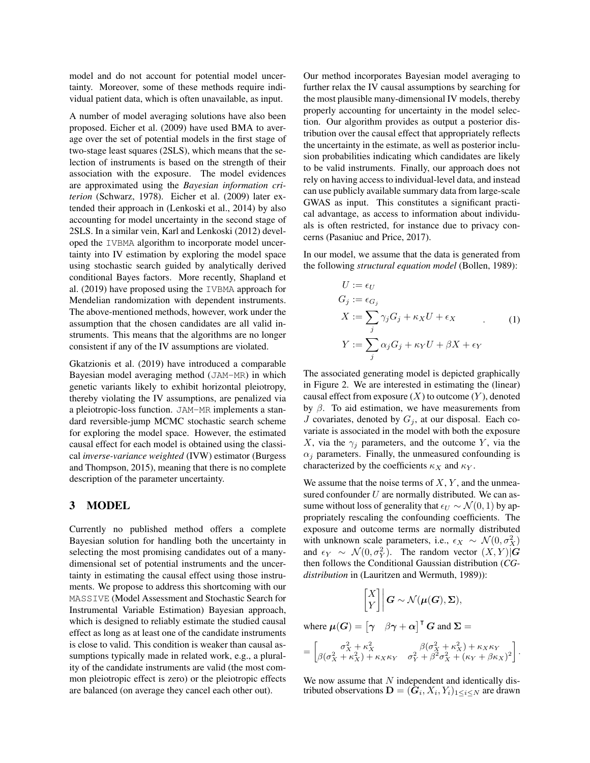model and do not account for potential model uncertainty. Moreover, some of these methods require individual patient data, which is often unavailable, as input.

A number of model averaging solutions have also been proposed. Eicher et al. (2009) have used BMA to average over the set of potential models in the first stage of two-stage least squares (2SLS), which means that the selection of instruments is based on the strength of their association with the exposure. The model evidences are approximated using the *Bayesian information criterion* (Schwarz, 1978). Eicher et al. (2009) later extended their approach in (Lenkoski et al., 2014) by also accounting for model uncertainty in the second stage of 2SLS. In a similar vein, Karl and Lenkoski (2012) developed the `IVBMA` algorithm to incorporate model uncertainty into IV estimation by exploring the model space using stochastic search guided by analytically derived conditional Bayes factors. More recently, Shapland et al. (2019) have proposed using the `IVBMA` approach for Mendelian randomization with dependent instruments. The above-mentioned methods, however, work under the assumption that the chosen candidates are all valid instruments. This means that the algorithms are no longer consistent if any of the IV assumptions are violated.

Gkatzionis et al. (2019) have introduced a comparable Bayesian model averaging method (`JAM-MR`) in which genetic variants likely to exhibit horizontal pleiotropy, thereby violating the IV assumptions, are penalized via a pleiotropic-loss function. `JAM-MR` implements a standard reversible-jump MCMC stochastic search scheme for exploring the model space. However, the estimated causal effect for each model is obtained using the classical *inverse-variance weighted* (IVW) estimator (Burgess and Thompson, 2015), meaning that there is no complete description of the parameter uncertainty.

## 3 MODEL

Currently no published method offers a complete Bayesian solution for handling both the uncertainty in selecting the most promising candidates out of a many-dimensional set of potential instruments and the uncertainty in estimating the causal effect using those instruments. We propose to address this shortcoming with our `MASSIVE` (Model Assessment and Stochastic Search for Instrumental Variable Estimation) Bayesian approach, which is designed to reliably estimate the studied causal effect as long as at least one of the candidate instruments is close to valid. This condition is weaker than causal assumptions typically made in related work, e.g., a plurality of the candidate instruments are valid (the most common pleiotropic effect is zero) or the pleiotropic effects are balanced (on average they cancel each other out).

Our method incorporates Bayesian model averaging to further relax the IV causal assumptions by searching for the most plausible many-dimensional IV models, thereby properly accounting for uncertainty in the model selection. Our algorithm provides as output a posterior distribution over the causal effect that appropriately reflects the uncertainty in the estimate, as well as posterior inclusion probabilities indicating which candidates are likely to be valid instruments. Finally, our approach does not rely on having access to individual-level data, and instead can use publicly available summary data from large-scale GWAS as input. This constitutes a significant practical advantage, as access to information about individuals is often restricted, for instance due to privacy concerns (Pasaniuc and Price, 2017).

In our model, we assume that the data is generated from the following *structural equation model* (Bollen, 1989):

$$
\begin{aligned}
U &:= \epsilon_U \\
G_j &:= \epsilon_{G_j} \\
X &:= \sum_j \gamma_j G_j + \kappa_X U + \epsilon_X \\
Y &:= \sum_j \alpha_j G_j + \kappa_Y U + \beta X + \epsilon_Y
\end{aligned} \quad . \tag{1}
$$

The associated generating model is depicted graphically in Figure 2. We are interested in estimating the (linear) causal effect from exposure ($X$) to outcome ($Y$), denoted by $\beta$. To aid estimation, we have measurements from $J$ covariates, denoted by $G_j$, at our disposal. Each covariate is associated in the model with both the exposure $X$, via the $\gamma_j$ parameters, and the outcome $Y$, via the $\alpha_j$ parameters. Finally, the unmeasured confounding is characterized by the coefficients $\kappa_X$ and $\kappa_Y$.

We assume that the noise terms of $X$, $Y$, and the unmeasured confounder $U$ are normally distributed. We can assume without loss of generality that $\epsilon_U \sim \mathcal{N}(0, 1)$ by appropriately rescaling the confounding coefficients. The exposure and outcome terms are normally distributed with unknown scale parameters, i.e., $\epsilon_X \sim \mathcal{N}(0, \sigma_X^2)$ and $\epsilon_Y \sim \mathcal{N}(0, \sigma_Y^2)$. The random vector $(X, Y)|\boldsymbol{G}$ then follows the Conditional Gaussian distribution (*CG-distribution* in (Lauritzen and Wermuth, 1989)):

$$
\begin{bmatrix} X \\ Y \end{bmatrix} \Bigg| \boldsymbol{G} \sim \mathcal{N}(\boldsymbol{\mu}(\boldsymbol{G}), \boldsymbol{\Sigma}),
$$

where $\boldsymbol{\mu}(\boldsymbol{G}) = \begin{bmatrix} \boldsymbol{\gamma} & \beta\boldsymbol{\gamma} + \boldsymbol{\alpha} \end{bmatrix}^\intercal \boldsymbol{G}$ and $\boldsymbol{\Sigma} =$

$$
= \begin{bmatrix} \sigma_X^2 + \kappa_X^2 & \beta(\sigma_X^2 + \kappa_X^2) + \kappa_X \kappa_Y \\ \beta(\sigma_X^2 + \kappa_X^2) + \kappa_X \kappa_Y & \sigma_Y^2 + \beta^2 \sigma_X^2 + (\kappa_Y + \beta \kappa_X)^2 \end{bmatrix}.
$$

We now assume that $N$ independent and identically distributed observations $\mathbf{D} = (\boldsymbol{G}_i, X_i, Y_i)_{1 \leq i \leq N}$ are drawn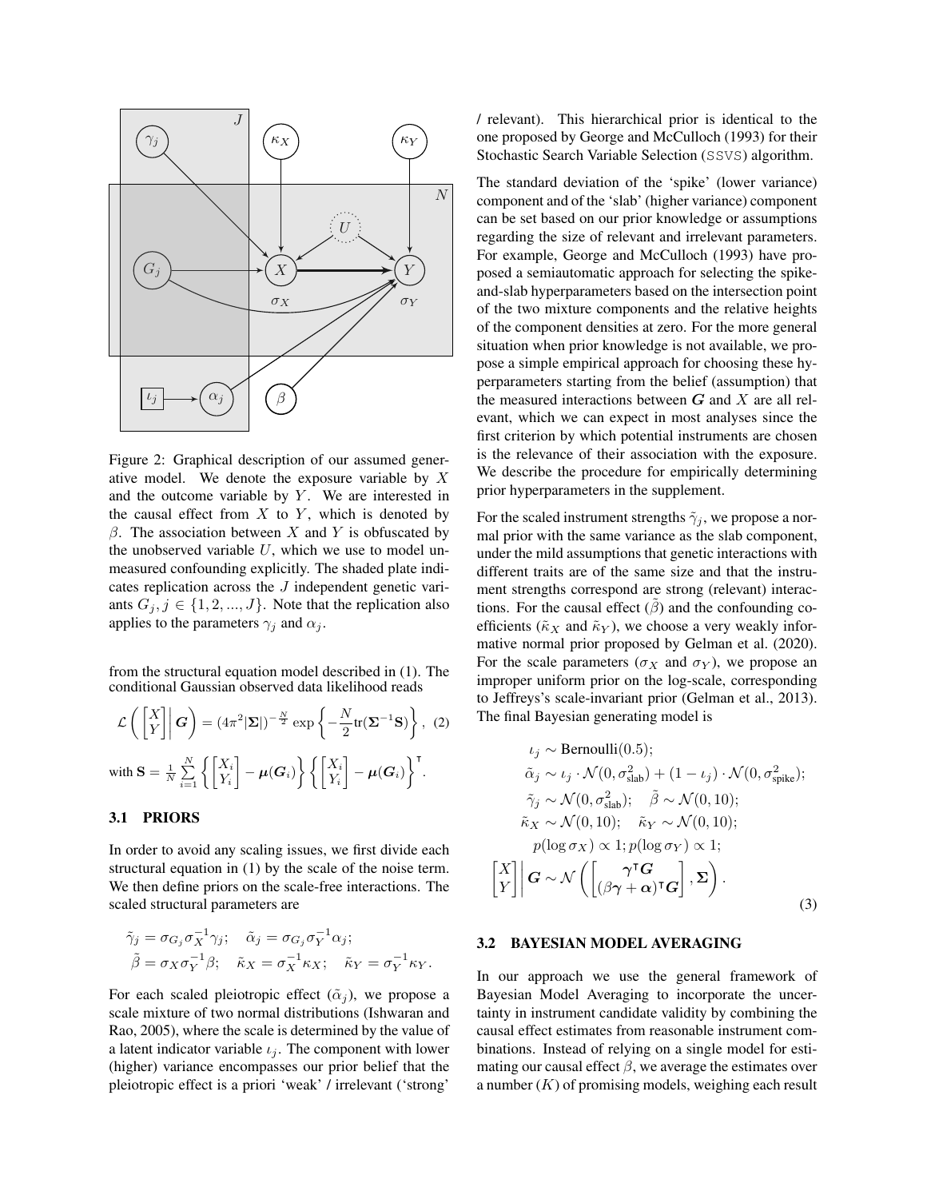J

$\gamma_j$

$\kappa_X$

$\kappa_Y$

N

U

$G_j$

X

Y

$\sigma_X$

$\sigma_Y$

$\iota_j$

$\alpha_j$

$\beta$

Figure 2: Graphical description of our assumed generative model. We denote the exposure variable by $X$ and the outcome variable by $Y$. We are interested in the causal effect from $X$ to $Y$, which is denoted by $\beta$. The association between $X$ and $Y$ is obfuscated by the unobserved variable $U$, which we use to model unmeasured confounding explicitly. The shaded plate indicates replication across the $J$ independent genetic variants $G_j, j \in \{1, 2, ..., J\}$. Note that the replication also applies to the parameters $\gamma_j$ and $\alpha_j$.

from the structural equation model described in (1). The conditional Gaussian observed data likelihood reads

$$\mathcal{L}\left( \begin{bmatrix} X \\ Y \end{bmatrix} \middle| \, \boldsymbol{G} \right) = (4\pi^2|\boldsymbol{\Sigma}|)^{-\frac{N}{2}} \exp\left\{ -\frac{N}{2} \text{tr}(\boldsymbol{\Sigma}^{-1}\mathbf{S}) \right\}, \quad (2)$$

with $\mathbf{S} = \frac{1}{N}\sum_{i=1}^{N} \left\{ \begin{bmatrix} X_i \\ Y_i \end{bmatrix} - \boldsymbol{\mu}(\boldsymbol{G}_i) \right\} \left\{ \begin{bmatrix} X_i \\ Y_i \end{bmatrix} - \boldsymbol{\mu}(\boldsymbol{G}_i) \right\}^{\intercal}$.

### 3.1 PRIORS

In order to avoid any scaling issues, we first divide each structural equation in (1) by the scale of the noise term. We then define priors on the scale-free interactions. The scaled structural parameters are

$$\tilde{\gamma}_j = \sigma_{G_j}\sigma_X^{-1}\gamma_j; \quad \tilde{\alpha}_j = \sigma_{G_j}\sigma_Y^{-1}\alpha_j;$$
$$\tilde{\beta} = \sigma_X\sigma_Y^{-1}\beta; \quad \tilde{\kappa}_X = \sigma_X^{-1}\kappa_X; \quad \tilde{\kappa}_Y = \sigma_Y^{-1}\kappa_Y.$$

For each scaled pleiotropic effect ($\tilde{\alpha}_j$), we propose a scale mixture of two normal distributions (Ishwaran and Rao, 2005), where the scale is determined by the value of a latent indicator variable $\iota_j$. The component with lower (higher) variance encompasses our prior belief that the pleiotropic effect is a priori 'weak' / irrelevant ('strong' / relevant). This hierarchical prior is identical to the one proposed by George and McCulloch (1993) for their Stochastic Search Variable Selection (SSVS) algorithm.

The standard deviation of the 'spike' (lower variance) component and of the 'slab' (higher variance) component can be set based on our prior knowledge or assumptions regarding the size of relevant and irrelevant parameters. For example, George and McCulloch (1993) have proposed a semiautomatic approach for selecting the spike-and-slab hyperparameters based on the intersection point of the two mixture components and the relative heights of the component densities at zero. For the more general situation when prior knowledge is not available, we propose a simple empirical approach for choosing these hyperparameters starting from the belief (assumption) that the measured interactions between $\boldsymbol{G}$ and $X$ are all relevant, which we can expect in most analyses since the first criterion by which potential instruments are chosen is the relevance of their association with the exposure. We describe the procedure for empirically determining prior hyperparameters in the supplement.

For the scaled instrument strengths $\tilde{\gamma}_j$, we propose a normal prior with the same variance as the slab component, under the mild assumptions that genetic interactions with different traits are of the same size and that the instrument strengths correspond are strong (relevant) interactions. For the causal effect ($\tilde{\beta}$) and the confounding coefficients ($\tilde{\kappa}_X$ and $\tilde{\kappa}_Y$), we choose a very weakly informative normal prior proposed by Gelman et al. (2020). For the scale parameters ($\sigma_X$ and $\sigma_Y$), we propose an improper uniform prior on the log-scale, corresponding to Jeffreys's scale-invariant prior (Gelman et al., 2013). The final Bayesian generating model is

$$\begin{aligned}
&\iota_j \sim \text{Bernoulli}(0.5); \\
&\tilde{\alpha}_j \sim \iota_j \cdot \mathcal{N}(0, \sigma^2_{\text{slab}}) + (1 - \iota_j) \cdot \mathcal{N}(0, \sigma^2_{\text{spike}}); \\
&\tilde{\gamma}_j \sim \mathcal{N}(0, \sigma^2_{\text{slab}}); \quad \tilde{\beta} \sim \mathcal{N}(0, 10); \\
&\tilde{\kappa}_X \sim \mathcal{N}(0, 10); \quad \tilde{\kappa}_Y \sim \mathcal{N}(0, 10); \\
&p(\log \sigma_X) \propto 1; p(\log \sigma_Y) \propto 1; \\
&\begin{bmatrix} X \\ Y \end{bmatrix} \middle| \, \boldsymbol{G} \sim \mathcal{N}\left( \begin{bmatrix} \boldsymbol{\gamma}^{\intercal}\boldsymbol{G} \\ (\beta\boldsymbol{\gamma} + \boldsymbol{\alpha})^{\intercal}\boldsymbol{G} \end{bmatrix}, \boldsymbol{\Sigma} \right).
\end{aligned} \quad (3)$$

### 3.2 BAYESIAN MODEL AVERAGING

In our approach we use the general framework of Bayesian Model Averaging to incorporate the uncertainty in instrument candidate validity by combining the causal effect estimates from reasonable instrument combinations. Instead of relying on a single model for estimating our causal effect $\beta$, we average the estimates over a number ($K$) of promising models, weighing each result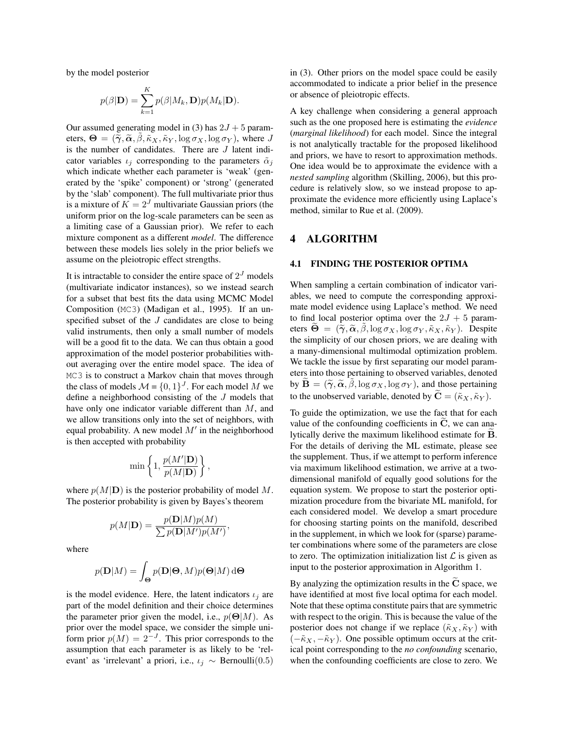by the model posterior

$$p(\beta|\mathbf{D}) = \sum_{k=1}^{K} p(\beta|M_k, \mathbf{D}) p(M_k|\mathbf{D}).$$

Our assumed generating model in (3) has $2J + 5$ parameters, $\mathbf{\Theta} = (\widetilde{\boldsymbol{\gamma}}, \widetilde{\boldsymbol{\alpha}}, \tilde{\beta}, \tilde{\kappa}_X, \tilde{\kappa}_Y, \log \sigma_X, \log \sigma_Y)$, where $J$ is the number of candidates. There are $J$ latent indicator variables $\iota_j$ corresponding to the parameters $\tilde{\alpha}_j$ which indicate whether each parameter is 'weak' (generated by the 'spike' component) or 'strong' (generated by the 'slab' component). The full multivariate prior thus is a mixture of $K = 2^J$ multivariate Gaussian priors (the uniform prior on the log-scale parameters can be seen as a limiting case of a Gaussian prior). We refer to each mixture component as a different *model*. The difference between these models lies solely in the prior beliefs we assume on the pleiotropic effect strengths.

It is intractable to consider the entire space of $2^J$ models (multivariate indicator instances), so we instead search for a subset that best fits the data using MCMC Model Composition (MC3) (Madigan et al., 1995). If an unspecified subset of the $J$ candidates are close to being valid instruments, then only a small number of models will be a good fit to the data. We can thus obtain a good approximation of the model posterior probabilities without averaging over the entire model space. The idea of MC3 is to construct a Markov chain that moves through the class of models $\mathcal{M} = \{0, 1\}^J$. For each model $M$ we define a neighborhood consisting of the $J$ models that have only one indicator variable different than $M$, and we allow transitions only into the set of neighbors, with equal probability. A new model $M'$ in the neighborhood is then accepted with probability

$$\min\left\{1, \frac{p(M'|\mathbf{D})}{p(M|\mathbf{D})}\right\},$$

where $p(M|\mathbf{D})$ is the posterior probability of model $M$. The posterior probability is given by Bayes's theorem

$$p(M|\mathbf{D}) = \frac{p(\mathbf{D}|M)p(M)}{\sum p(\mathbf{D}|M')p(M')},$$

where

$$p(\mathbf{D}|M) = \int_{\mathbf{\Theta}} p(\mathbf{D}|\mathbf{\Theta}, M) p(\mathbf{\Theta}|M) \, \mathrm{d}\mathbf{\Theta}$$

is the model evidence. Here, the latent indicators $\iota_j$ are part of the model definition and their choice determines the parameter prior given the model, i.e., $p(\mathbf{\Theta}|M)$. As prior over the model space, we consider the simple uniform prior $p(M) = 2^{-J}$. This prior corresponds to the assumption that each parameter is as likely to be 'relevant' as 'irrelevant' a priori, i.e., $\iota_j \sim \text{Bernoulli}(0.5)$ in (3). Other priors on the model space could be easily accommodated to indicate a prior belief in the presence or absence of pleiotropic effects.

A key challenge when considering a general approach such as the one proposed here is estimating the *evidence* (*marginal likelihood*) for each model. Since the integral is not analytically tractable for the proposed likelihood and priors, we have to resort to approximation methods. One idea would be to approximate the evidence with a *nested sampling* algorithm (Skilling, 2006), but this procedure is relatively slow, so we instead propose to approximate the evidence more efficiently using Laplace's method, similar to Rue et al. (2009).

## 4 ALGORITHM

### 4.1 FINDING THE POSTERIOR OPTIMA

When sampling a certain combination of indicator variables, we need to compute the corresponding approximate model evidence using Laplace's method. We need to find local posterior optima over the $2J + 5$ parameters $\widetilde{\mathbf{\Theta}} = (\widetilde{\boldsymbol{\gamma}}, \widetilde{\boldsymbol{\alpha}}, \tilde{\beta}, \log \sigma_X, \log \sigma_Y, \tilde{\kappa}_X, \tilde{\kappa}_Y)$. Despite the simplicity of our chosen priors, we are dealing with a many-dimensional multimodal optimization problem. We tackle the issue by first separating our model parameters into those pertaining to observed variables, denoted by $\widetilde{\mathbf{B}} = (\widetilde{\boldsymbol{\gamma}}, \widetilde{\boldsymbol{\alpha}}, \tilde{\beta}, \log \sigma_X, \log \sigma_Y)$, and those pertaining to the unobserved variable, denoted by $\widetilde{\mathbf{C}} = (\tilde{\kappa}_X, \tilde{\kappa}_Y)$.

To guide the optimization, we use the fact that for each value of the confounding coefficients in $\widetilde{\mathbf{C}}$, we can analytically derive the maximum likelihood estimate for $\widetilde{\mathbf{B}}$. For the details of deriving the ML estimate, please see the supplement. Thus, if we attempt to perform inference via maximum likelihood estimation, we arrive at a two-dimensional manifold of equally good solutions for the equation system. We propose to start the posterior optimization procedure from the bivariate ML manifold, for each considered model. We develop a smart procedure for choosing starting points on the manifold, described in the supplement, in which we look for (sparse) parameter combinations where some of the parameters are close to zero. The optimization initialization list $\mathcal{L}$ is given as input to the posterior approximation in Algorithm 1.

By analyzing the optimization results in the $\widetilde{\mathbf{C}}$ space, we have identified at most five local optima for each model. Note that these optima constitute pairs that are symmetric with respect to the origin. This is because the value of the posterior does not change if we replace $(\tilde{\kappa}_X, \tilde{\kappa}_Y)$ with $(-\tilde{\kappa}_X, -\tilde{\kappa}_Y)$. One possible optimum occurs at the critical point corresponding to the *no confounding* scenario, when the confounding coefficients are close to zero. We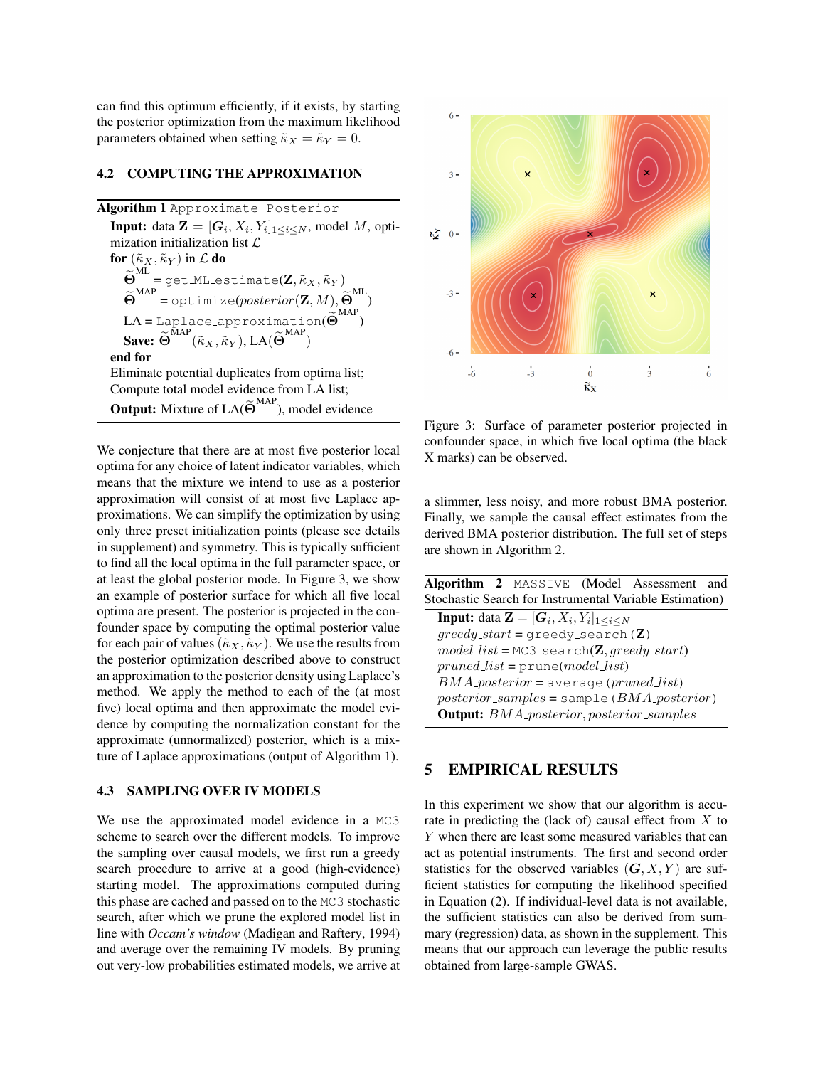can find this optimum efficiently, if it exists, by starting the posterior optimization from the maximum likelihood parameters obtained when setting $\tilde{\kappa}_X = \tilde{\kappa}_Y = 0$.

### 4.2 COMPUTING THE APPROXIMATION

**Algorithm 1** `Approximate Posterior`

**Input:** data $\mathbf{Z} = [\boldsymbol{G}_i, X_i, Y_i]_{1 \leq i \leq N}$, model $M$, optimization initialization list $\mathcal{L}$
**for** $(\tilde{\kappa}_X, \tilde{\kappa}_Y)$ in $\mathcal{L}$ **do**
$\widetilde{\Theta}^{\text{ML}}$ = `get_ML_estimate`$(\mathbf{Z}, \tilde{\kappa}_X, \tilde{\kappa}_Y)$
$\widetilde{\Theta}^{\text{MAP}}$ = `optimize`$(\textit{posterior}(\mathbf{Z}, M), \widetilde{\Theta}^{\text{ML}})$
LA = `Laplace_approximation`$(\widetilde{\Theta}^{\text{MAP}})$
**Save:** $\widetilde{\Theta}^{\text{MAP}}(\tilde{\kappa}_X, \tilde{\kappa}_Y)$, LA$(\widetilde{\Theta}^{\text{MAP}})$
**end for**
Eliminate potential duplicates from optima list;
Compute total model evidence from LA list;
**Output:** Mixture of LA$(\widetilde{\Theta}^{\text{MAP}})$, model evidence

We conjecture that there are at most five posterior local optima for any choice of latent indicator variables, which means that the mixture we intend to use as a posterior approximation will consist of at most five Laplace approximations. We can simplify the optimization by using only three preset initialization points (please see details in supplement) and symmetry. This is typically sufficient to find all the local optima in the full parameter space, or at least the global posterior mode. In Figure 3, we show an example of posterior surface for which all five local optima are present. The posterior is projected in the confounder space by computing the optimal posterior value for each pair of values $(\tilde{\kappa}_X, \tilde{\kappa}_Y)$. We use the results from the posterior optimization described above to construct an approximation to the posterior density using Laplace's method. We apply the method to each of the (at most five) local optima and then approximate the model evidence by computing the normalization constant for the approximate (unnormalized) posterior, which is a mixture of Laplace approximations (output of Algorithm 1).

6
3
0
-3
-6
$\tilde{\kappa}_Y$
-6
-3
0
3
6
$\tilde{\kappa}_X$

Figure 3: Surface of parameter posterior projected in confounder space, in which five local optima (the black X marks) can be observed.

### 4.3 SAMPLING OVER IV MODELS

We use the approximated model evidence in a `MC3` scheme to search over the different models. To improve the sampling over causal models, we first run a greedy search procedure to arrive at a good (high-evidence) starting model. The approximations computed during this phase are cached and passed on to the `MC3` stochastic search, after which we prune the explored model list in line with *Occam's window* (Madigan and Raftery, 1994) and average over the remaining IV models. By pruning out very-low probabilities estimated models, we arrive at a slimmer, less noisy, and more robust BMA posterior. Finally, we sample the causal effect estimates from the derived BMA posterior distribution. The full set of steps are shown in Algorithm 2.

**Algorithm 2** `MASSIVE` (Model Assessment and Stochastic Search for Instrumental Variable Estimation)

**Input:** data $\mathbf{Z} = [\boldsymbol{G}_i, X_i, Y_i]_{1 \leq i \leq N}$
$\textit{greedy\_start}$ = `greedy_search`$(\mathbf{Z})$
$\textit{model\_list}$ = `MC3_search`$(\mathbf{Z}, \textit{greedy\_start})$
$\textit{pruned\_list}$ = `prune`$(\textit{model\_list})$
$\textit{BMA\_posterior}$ = `average`$(\textit{pruned\_list})$
$\textit{posterior\_samples}$ = `sample`$(\textit{BMA\_posterior})$
**Output:** $\textit{BMA\_posterior}, \textit{posterior\_samples}$

## 5 EMPIRICAL RESULTS

In this experiment we show that our algorithm is accurate in predicting the (lack of) causal effect from $X$ to $Y$ when there are least some measured variables that can act as potential instruments. The first and second order statistics for the observed variables $(\boldsymbol{G}, X, Y)$ are sufficient statistics for computing the likelihood specified in Equation (2). If individual-level data is not available, the sufficient statistics can also be derived from summary (regression) data, as shown in the supplement. This means that our approach can leverage the public results obtained from large-sample GWAS.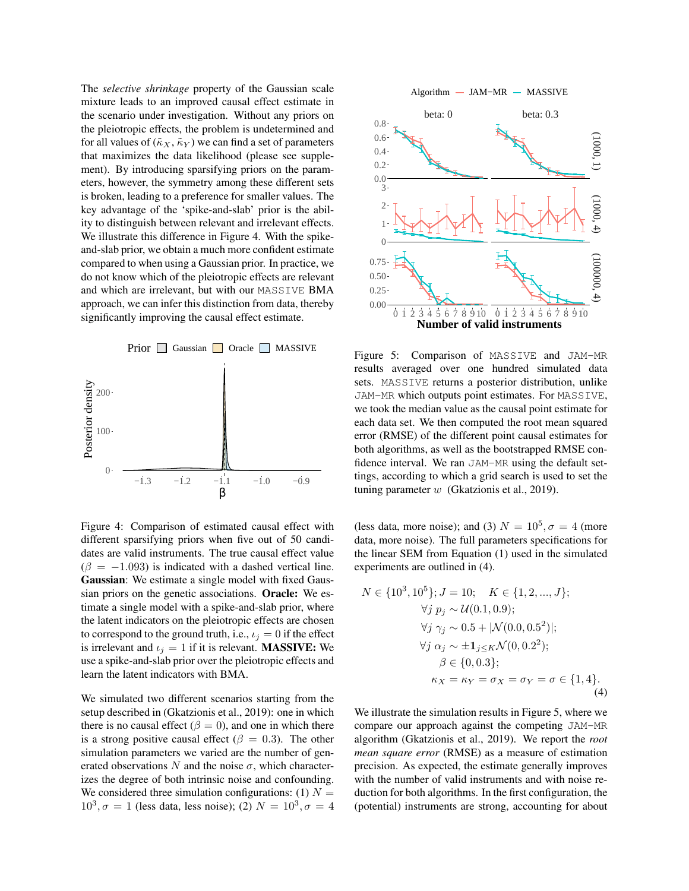The *selective shrinkage* property of the Gaussian scale mixture leads to an improved causal effect estimate in the scenario under investigation. Without any priors on the pleiotropic effects, the problem is undetermined and for all values of $(\tilde{\kappa}_X, \tilde{\kappa}_Y)$ we can find a set of parameters that maximizes the data likelihood (please see supplement). By introducing sparsifying priors on the parameters, however, the symmetry among these different sets is broken, leading to a preference for smaller values. The key advantage of the 'spike-and-slab' prior is the ability to distinguish between relevant and irrelevant effects. We illustrate this difference in Figure 4. With the spike-and-slab prior, we obtain a much more confident estimate compared to when using a Gaussian prior. In practice, we do not know which of the pleiotropic effects are relevant and which are irrelevant, but with our MASSIVE BMA approach, we can infer this distinction from data, thereby significantly improving the causal effect estimate.

Prior
Gaussian
Oracle
MASSIVE
Posterior density
200
100
0
−1.3
−1.2
−1.1
−1.0
−0.9
β

Figure 4: Comparison of estimated causal effect with different sparsifying priors when five out of 50 candidates are valid instruments. The true causal effect value ($\beta = -1.093$) is indicated with a dashed vertical line. **Gaussian**: We estimate a single model with fixed Gaussian priors on the genetic associations. **Oracle:** We estimate a single model with a spike-and-slab prior, where the latent indicators on the pleiotropic effects are chosen to correspond to the ground truth, i.e., $\iota_j = 0$ if the effect is irrelevant and $\iota_j = 1$ if it is relevant. **MASSIVE:** We use a spike-and-slab prior over the pleiotropic effects and learn the latent indicators with BMA.

We simulated two different scenarios starting from the setup described in (Gkatzionis et al., 2019): one in which there is no causal effect ($\beta = 0$), and one in which there is a strong positive causal effect ($\beta = 0.3$). The other simulation parameters we varied are the number of generated observations $N$ and the noise $\sigma$, which characterizes the degree of both intrinsic noise and confounding. We considered three simulation configurations: (1) $N = 10^3, \sigma = 1$ (less data, less noise); (2) $N = 10^3, \sigma = 4$ (less data, more noise); and (3) $N = 10^5, \sigma = 4$ (more data, more noise). The full parameters specifications for the linear SEM from Equation (1) used in the simulated experiments are outlined in (4).

Algorithm — JAM−MR — MASSIVE
beta: 0
beta: 0.3
(1000, 1)
(1000, 4)
(100000, 4)
0.8
0.6
0.4
0.2
0.0
3
2
1
0
0.75
0.50
0.25
0.00
0 1 2 3 4 5 6 7 8 9 10
Number of valid instruments

Figure 5: Comparison of MASSIVE and JAM−MR results averaged over one hundred simulated data sets. MASSIVE returns a posterior distribution, unlike JAM−MR which outputs point estimates. For MASSIVE, we took the median value as the causal point estimate for each data set. We then computed the root mean squared error (RMSE) of the different point causal estimates for both algorithms, as well as the bootstrapped RMSE confidence interval. We ran JAM−MR using the default settings, according to which a grid search is used to set the tuning parameter $w$ (Gkatzionis et al., 2019).

$$
\begin{aligned}
N \in \{10^3, 10^5\};\ J = 10; \quad & K \in \{1, 2, ..., J\}; \\
\forall j\ p_j & \sim \mathcal{U}(0.1, 0.9); \\
\forall j\ \gamma_j & \sim 0.5 + |\mathcal{N}(0.0, 0.5^2)|; \\
\forall j\ \alpha_j & \sim \pm \mathbf{1}_{j \leq K} \mathcal{N}(0, 0.2^2); \\
\beta & \in \{0, 0.3\}; \\
\kappa_X = \kappa_Y = \sigma_X = \sigma_Y & = \sigma \in \{1, 4\}.
\end{aligned}
\tag{4}
$$

We illustrate the simulation results in Figure 5, where we compare our approach against the competing JAM−MR algorithm (Gkatzionis et al., 2019). We report the *root mean square error* (RMSE) as a measure of estimation precision. As expected, the estimate generally improves with the number of valid instruments and with noise reduction for both algorithms. In the first configuration, the (potential) instruments are strong, accounting for about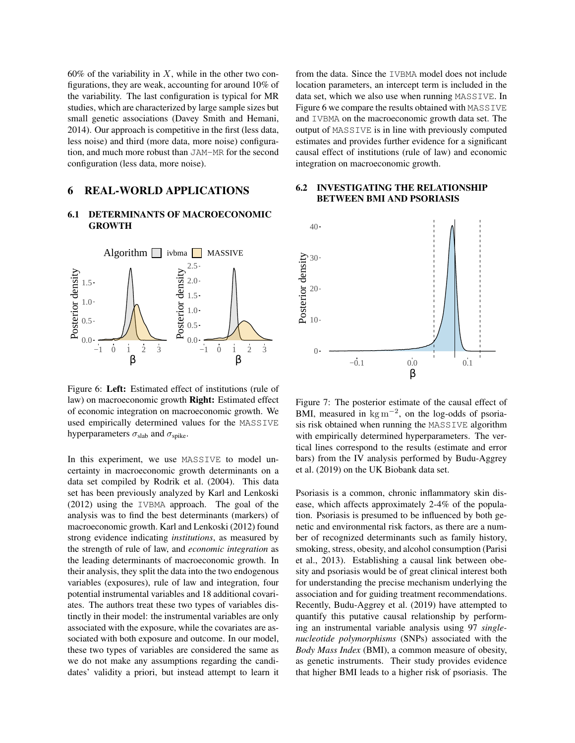60% of the variability in $X$, while in the other two configurations, they are weak, accounting for around 10% of the variability. The last configuration is typical for MR studies, which are characterized by large sample sizes but small genetic associations (Davey Smith and Hemani, 2014). Our approach is competitive in the first (less data, less noise) and third (more data, more noise) configuration, and much more robust than JAM-MR for the second configuration (less data, more noise).

# 6 REAL-WORLD APPLICATIONS

## 6.1 DETERMINANTS OF MACROECONOMIC GROWTH

Algorithm ivbma MASSIVE

Posterior density

0.0
0.5
1.0
1.5

−1 0 1 2 3

β

Posterior density

0.0
0.5
1.0
1.5
2.0
2.5

−1 0 1 2 3

β

Figure 6: **Left:** Estimated effect of institutions (rule of law) on macroeconomic growth **Right:** Estimated effect of economic integration on macroeconomic growth. We used empirically determined values for the MASSIVE hyperparameters $\sigma_{\text{slab}}$ and $\sigma_{\text{spike}}$.

In this experiment, we use MASSIVE to model uncertainty in macroeconomic growth determinants on a data set compiled by Rodrik et al. (2004). This data set has been previously analyzed by Karl and Lenkoski (2012) using the IVBMA approach. The goal of the analysis was to find the best determinants (markers) of macroeconomic growth. Karl and Lenkoski (2012) found strong evidence indicating *institutions*, as measured by the strength of rule of law, and *economic integration* as the leading determinants of macroeconomic growth. In their analysis, they split the data into the two endogenous variables (exposures), rule of law and integration, four potential instrumental variables and 18 additional covariates. The authors treat these two types of variables distinctly in their model: the instrumental variables are only associated with the exposure, while the covariates are associated with both exposure and outcome. In our model, these two types of variables are considered the same as we do not make any assumptions regarding the candidates' validity a priori, but instead attempt to learn it from the data. Since the IVBMA model does not include location parameters, an intercept term is included in the data set, which we also use when running MASSIVE. In Figure 6 we compare the results obtained with MASSIVE and IVBMA on the macroeconomic growth data set. The output of MASSIVE is in line with previously computed estimates and provides further evidence for a significant causal effect of institutions (rule of law) and economic integration on macroeconomic growth.

## 6.2 INVESTIGATING THE RELATIONSHIP BETWEEN BMI AND PSORIASIS

Posterior density

0
10
20
30
40

−0.1 0.0 0.1

β

Figure 7: The posterior estimate of the causal effect of BMI, measured in $\mathrm{kg\,m^{-2}}$, on the log-odds of psoriasis risk obtained when running the MASSIVE algorithm with empirically determined hyperparameters. The vertical lines correspond to the results (estimate and error bars) from the IV analysis performed by Budu-Aggrey et al. (2019) on the UK Biobank data set.

Psoriasis is a common, chronic inflammatory skin disease, which affects approximately 2-4% of the population. Psoriasis is presumed to be influenced by both genetic and environmental risk factors, as there are a number of recognized determinants such as family history, smoking, stress, obesity, and alcohol consumption (Parisi et al., 2013). Establishing a causal link between obesity and psoriasis would be of great clinical interest both for understanding the precise mechanism underlying the association and for guiding treatment recommendations. Recently, Budu-Aggrey et al. (2019) have attempted to quantify this putative causal relationship by performing an instrumental variable analysis using 97 *single-nucleotide polymorphisms* (SNPs) associated with the *Body Mass Index* (BMI), a common measure of obesity, as genetic instruments. Their study provides evidence that higher BMI leads to a higher risk of psoriasis. The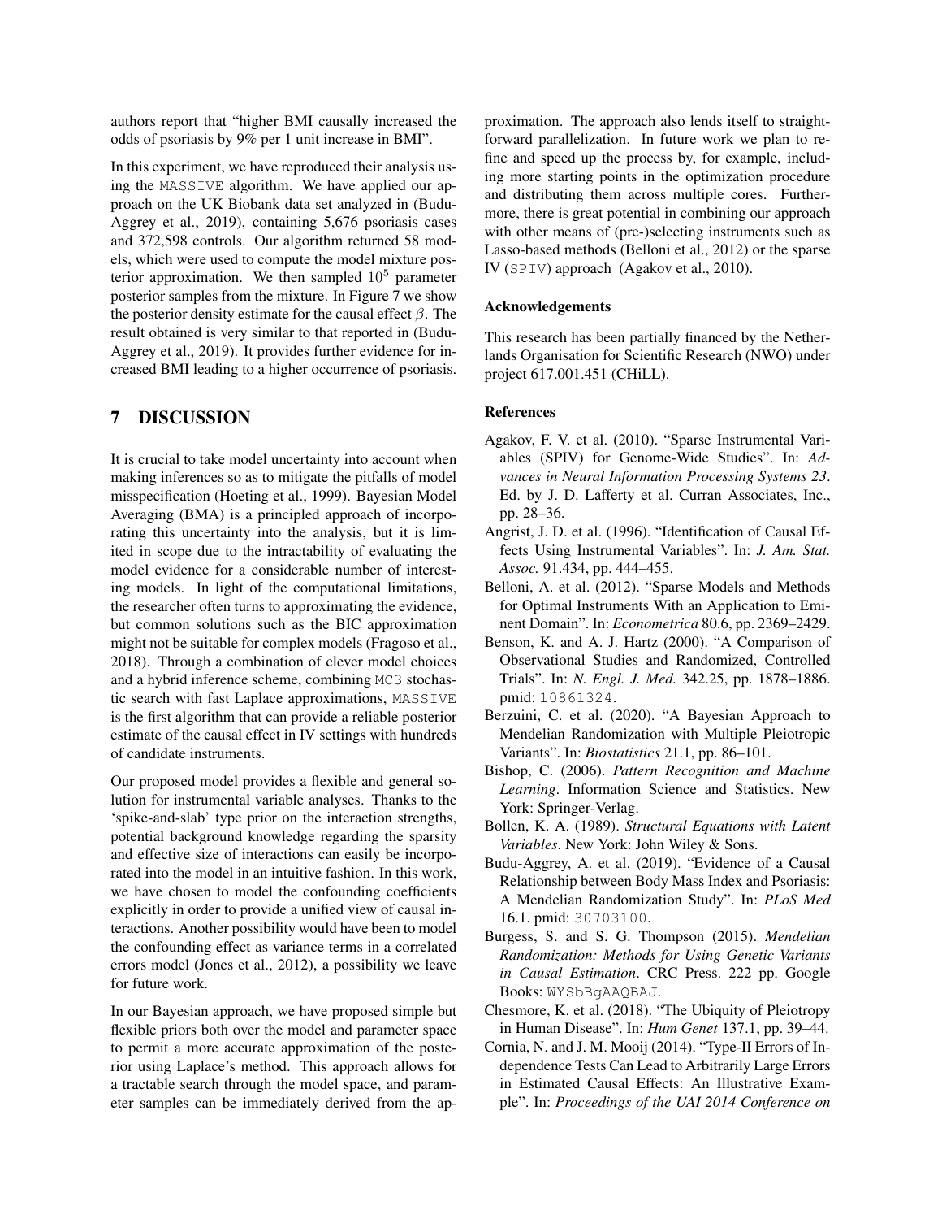authors report that "higher BMI causally increased the odds of psoriasis by 9% per 1 unit increase in BMI".

In this experiment, we have reproduced their analysis using the MASSIVE algorithm. We have applied our approach on the UK Biobank data set analyzed in (Budu-Aggrey et al., 2019), containing 5,676 psoriasis cases and 372,598 controls. Our algorithm returned 58 models, which were used to compute the model mixture posterior approximation. We then sampled $10^5$ parameter posterior samples from the mixture. In Figure 7 we show the posterior density estimate for the causal effect $\beta$. The result obtained is very similar to that reported in (Budu-Aggrey et al., 2019). It provides further evidence for increased BMI leading to a higher occurrence of psoriasis.

## 7 DISCUSSION

It is crucial to take model uncertainty into account when making inferences so as to mitigate the pitfalls of model misspecification (Hoeting et al., 1999). Bayesian Model Averaging (BMA) is a principled approach of incorporating this uncertainty into the analysis, but it is limited in scope due to the intractability of evaluating the model evidence for a considerable number of interesting models. In light of the computational limitations, the researcher often turns to approximating the evidence, but common solutions such as the BIC approximation might not be suitable for complex models (Fragoso et al., 2018). Through a combination of clever model choices and a hybrid inference scheme, combining MC3 stochastic search with fast Laplace approximations, MASSIVE is the first algorithm that can provide a reliable posterior estimate of the causal effect in IV settings with hundreds of candidate instruments.

Our proposed model provides a flexible and general solution for instrumental variable analyses. Thanks to the 'spike-and-slab' type prior on the interaction strengths, potential background knowledge regarding the sparsity and effective size of interactions can easily be incorporated into the model in an intuitive fashion. In this work, we have chosen to model the confounding coefficients explicitly in order to provide a unified view of causal interactions. Another possibility would have been to model the confounding effect as variance terms in a correlated errors model (Jones et al., 2012), a possibility we leave for future work.

In our Bayesian approach, we have proposed simple but flexible priors both over the model and parameter space to permit a more accurate approximation of the posterior using Laplace's method. This approach allows for a tractable search through the model space, and parameter samples can be immediately derived from the approximation. The approach also lends itself to straightforward parallelization. In future work we plan to refine and speed up the process by, for example, including more starting points in the optimization procedure and distributing them across multiple cores. Furthermore, there is great potential in combining our approach with other means of (pre-)selecting instruments such as Lasso-based methods (Belloni et al., 2012) or the sparse IV (SPIV) approach (Agakov et al., 2010).

### Acknowledgements

This research has been partially financed by the Netherlands Organisation for Scientific Research (NWO) under project 617.001.451 (CHiLL).

### References

Agakov, F. V. et al. (2010). "Sparse Instrumental Variables (SPIV) for Genome-Wide Studies". In: *Advances in Neural Information Processing Systems 23*. Ed. by J. D. Lafferty et al. Curran Associates, Inc., pp. 28–36.

Angrist, J. D. et al. (1996). "Identification of Causal Effects Using Instrumental Variables". In: *J. Am. Stat. Assoc.* 91.434, pp. 444–455.

Belloni, A. et al. (2012). "Sparse Models and Methods for Optimal Instruments With an Application to Eminent Domain". In: *Econometrica* 80.6, pp. 2369–2429.

Benson, K. and A. J. Hartz (2000). "A Comparison of Observational Studies and Randomized, Controlled Trials". In: *N. Engl. J. Med.* 342.25, pp. 1878–1886. pmid: 10861324.

Berzuini, C. et al. (2020). "A Bayesian Approach to Mendelian Randomization with Multiple Pleiotropic Variants". In: *Biostatistics* 21.1, pp. 86–101.

Bishop, C. (2006). *Pattern Recognition and Machine Learning*. Information Science and Statistics. New York: Springer-Verlag.

Bollen, K. A. (1989). *Structural Equations with Latent Variables*. New York: John Wiley & Sons.

Budu-Aggrey, A. et al. (2019). "Evidence of a Causal Relationship between Body Mass Index and Psoriasis: A Mendelian Randomization Study". In: *PLoS Med* 16.1. pmid: 30703100.

Burgess, S. and S. G. Thompson (2015). *Mendelian Randomization: Methods for Using Genetic Variants in Causal Estimation*. CRC Press. 222 pp. Google Books: WYSbBgAAQBAJ.

Chesmore, K. et al. (2018). "The Ubiquity of Pleiotropy in Human Disease". In: *Hum Genet* 137.1, pp. 39–44.

Cornia, N. and J. M. Mooij (2014). "Type-II Errors of Independence Tests Can Lead to Arbitrarily Large Errors in Estimated Causal Effects: An Illustrative Example". In: *Proceedings of the UAI 2014 Conference on*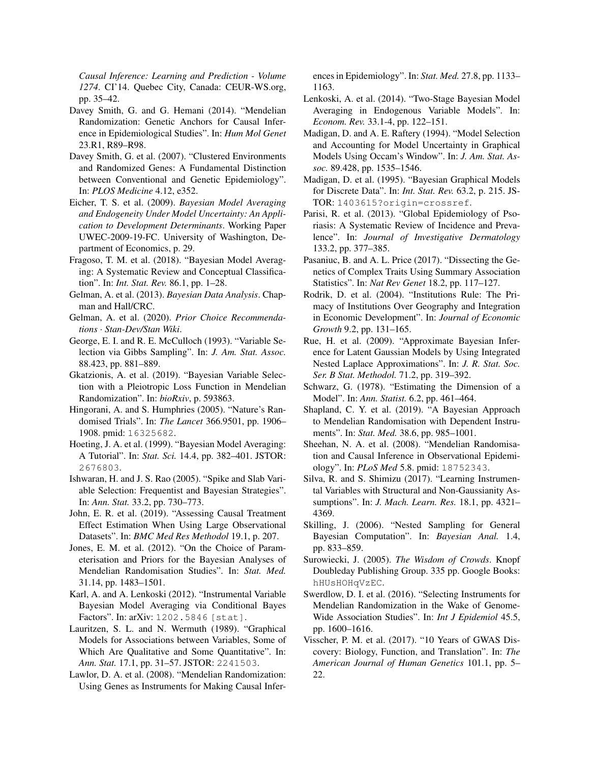*Causal Inference: Learning and Prediction - Volume 1274*. CI'14. Quebec City, Canada: CEUR-WS.org, pp. 35–42.

Davey Smith, G. and G. Hemani (2014). "Mendelian Randomization: Genetic Anchors for Causal Inference in Epidemiological Studies". In: *Hum Mol Genet* 23.R1, R89–R98.

Davey Smith, G. et al. (2007). "Clustered Environments and Randomized Genes: A Fundamental Distinction between Conventional and Genetic Epidemiology". In: *PLOS Medicine* 4.12, e352.

Eicher, T. S. et al. (2009). *Bayesian Model Averaging and Endogeneity Under Model Uncertainty: An Application to Development Determinants*. Working Paper UWEC-2009-19-FC. University of Washington, Department of Economics, p. 29.

Fragoso, T. M. et al. (2018). "Bayesian Model Averaging: A Systematic Review and Conceptual Classification". In: *Int. Stat. Rev.* 86.1, pp. 1–28.

Gelman, A. et al. (2013). *Bayesian Data Analysis*. Chapman and Hall/CRC.

Gelman, A. et al. (2020). *Prior Choice Recommendations · Stan-Dev/Stan Wiki*.

George, E. I. and R. E. McCulloch (1993). "Variable Selection via Gibbs Sampling". In: *J. Am. Stat. Assoc.* 88.423, pp. 881–889.

Gkatzionis, A. et al. (2019). "Bayesian Variable Selection with a Pleiotropic Loss Function in Mendelian Randomization". In: *bioRxiv*, p. 593863.

Hingorani, A. and S. Humphries (2005). "Nature's Randomised Trials". In: *The Lancet* 366.9501, pp. 1906–1908. pmid: 16325682.

Hoeting, J. A. et al. (1999). "Bayesian Model Averaging: A Tutorial". In: *Stat. Sci.* 14.4, pp. 382–401. JSTOR: 2676803.

Ishwaran, H. and J. S. Rao (2005). "Spike and Slab Variable Selection: Frequentist and Bayesian Strategies". In: *Ann. Stat.* 33.2, pp. 730–773.

John, E. R. et al. (2019). "Assessing Causal Treatment Effect Estimation When Using Large Observational Datasets". In: *BMC Med Res Methodol* 19.1, p. 207.

Jones, E. M. et al. (2012). "On the Choice of Parameterisation and Priors for the Bayesian Analyses of Mendelian Randomisation Studies". In: *Stat. Med.* 31.14, pp. 1483–1501.

Karl, A. and A. Lenkoski (2012). "Instrumental Variable Bayesian Model Averaging via Conditional Bayes Factors". In: arXiv: 1202.5846 [stat].

Lauritzen, S. L. and N. Wermuth (1989). "Graphical Models for Associations between Variables, Some of Which Are Qualitative and Some Quantitative". In: *Ann. Stat.* 17.1, pp. 31–57. JSTOR: 2241503.

Lawlor, D. A. et al. (2008). "Mendelian Randomization: Using Genes as Instruments for Making Causal Inferences in Epidemiology". In: *Stat. Med.* 27.8, pp. 1133–1163.

Lenkoski, A. et al. (2014). "Two-Stage Bayesian Model Averaging in Endogenous Variable Models". In: *Econom. Rev.* 33.1-4, pp. 122–151.

Madigan, D. and A. E. Raftery (1994). "Model Selection and Accounting for Model Uncertainty in Graphical Models Using Occam's Window". In: *J. Am. Stat. Assoc.* 89.428, pp. 1535–1546.

Madigan, D. et al. (1995). "Bayesian Graphical Models for Discrete Data". In: *Int. Stat. Rev.* 63.2, p. 215. JSTOR: 1403615?origin=crossref.

Parisi, R. et al. (2013). "Global Epidemiology of Psoriasis: A Systematic Review of Incidence and Prevalence". In: *Journal of Investigative Dermatology* 133.2, pp. 377–385.

Pasaniuc, B. and A. L. Price (2017). "Dissecting the Genetics of Complex Traits Using Summary Association Statistics". In: *Nat Rev Genet* 18.2, pp. 117–127.

Rodrik, D. et al. (2004). "Institutions Rule: The Primacy of Institutions Over Geography and Integration in Economic Development". In: *Journal of Economic Growth* 9.2, pp. 131–165.

Rue, H. et al. (2009). "Approximate Bayesian Inference for Latent Gaussian Models by Using Integrated Nested Laplace Approximations". In: *J. R. Stat. Soc. Ser. B Stat. Methodol.* 71.2, pp. 319–392.

Schwarz, G. (1978). "Estimating the Dimension of a Model". In: *Ann. Statist.* 6.2, pp. 461–464.

Shapland, C. Y. et al. (2019). "A Bayesian Approach to Mendelian Randomisation with Dependent Instruments". In: *Stat. Med.* 38.6, pp. 985–1001.

Sheehan, N. A. et al. (2008). "Mendelian Randomisation and Causal Inference in Observational Epidemiology". In: *PLoS Med* 5.8. pmid: 18752343.

Silva, R. and S. Shimizu (2017). "Learning Instrumental Variables with Structural and Non-Gaussianity Assumptions". In: *J. Mach. Learn. Res.* 18.1, pp. 4321–4369.

Skilling, J. (2006). "Nested Sampling for General Bayesian Computation". In: *Bayesian Anal.* 1.4, pp. 833–859.

Surowiecki, J. (2005). *The Wisdom of Crowds*. Knopf Doubleday Publishing Group. 335 pp. Google Books: hHUsHOHqVzEC.

Swerdlow, D. I. et al. (2016). "Selecting Instruments for Mendelian Randomization in the Wake of Genome-Wide Association Studies". In: *Int J Epidemiol* 45.5, pp. 1600–1616.

Visscher, P. M. et al. (2017). "10 Years of GWAS Discovery: Biology, Function, and Translation". In: *The American Journal of Human Genetics* 101.1, pp. 5–22.